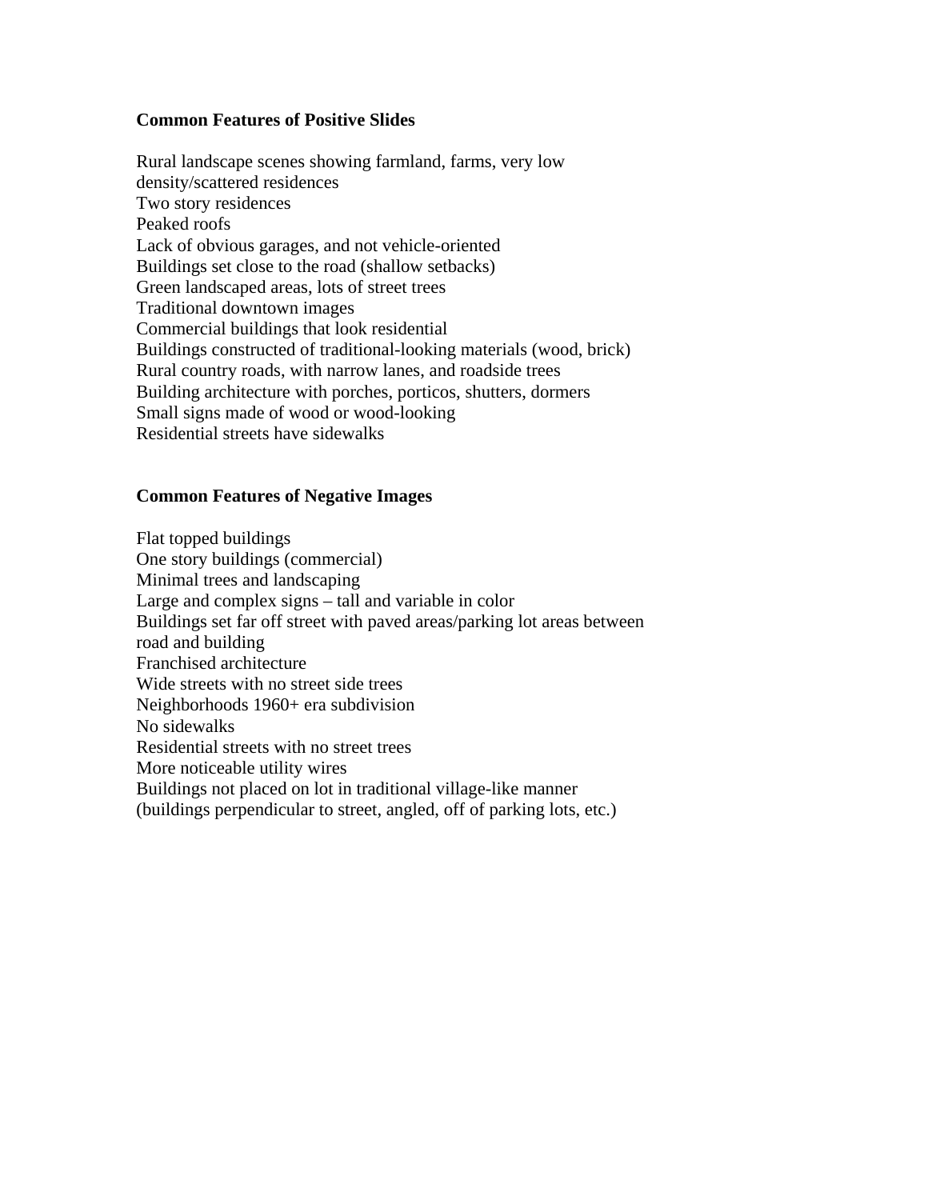**Common Features of Positive Slides**

Rural landscape scenes showing farmland, farms, very low density/scattered residences
Two story residences
Peaked roofs
Lack of obvious garages, and not vehicle-oriented
Buildings set close to the road (shallow setbacks)
Green landscaped areas, lots of street trees
Traditional downtown images
Commercial buildings that look residential
Buildings constructed of traditional-looking materials (wood, brick)
Rural country roads, with narrow lanes, and roadside trees
Building architecture with porches, porticos, shutters, dormers
Small signs made of wood or wood-looking
Residential streets have sidewalks

**Common Features of Negative Images**

Flat topped buildings
One story buildings (commercial)
Minimal trees and landscaping
Large and complex signs – tall and variable in color
Buildings set far off street with paved areas/parking lot areas between road and building
Franchised architecture
Wide streets with no street side trees
Neighborhoods 1960+ era subdivision
No sidewalks
Residential streets with no street trees
More noticeable utility wires
Buildings not placed on lot in traditional village-like manner (buildings perpendicular to street, angled, off of parking lots, etc.)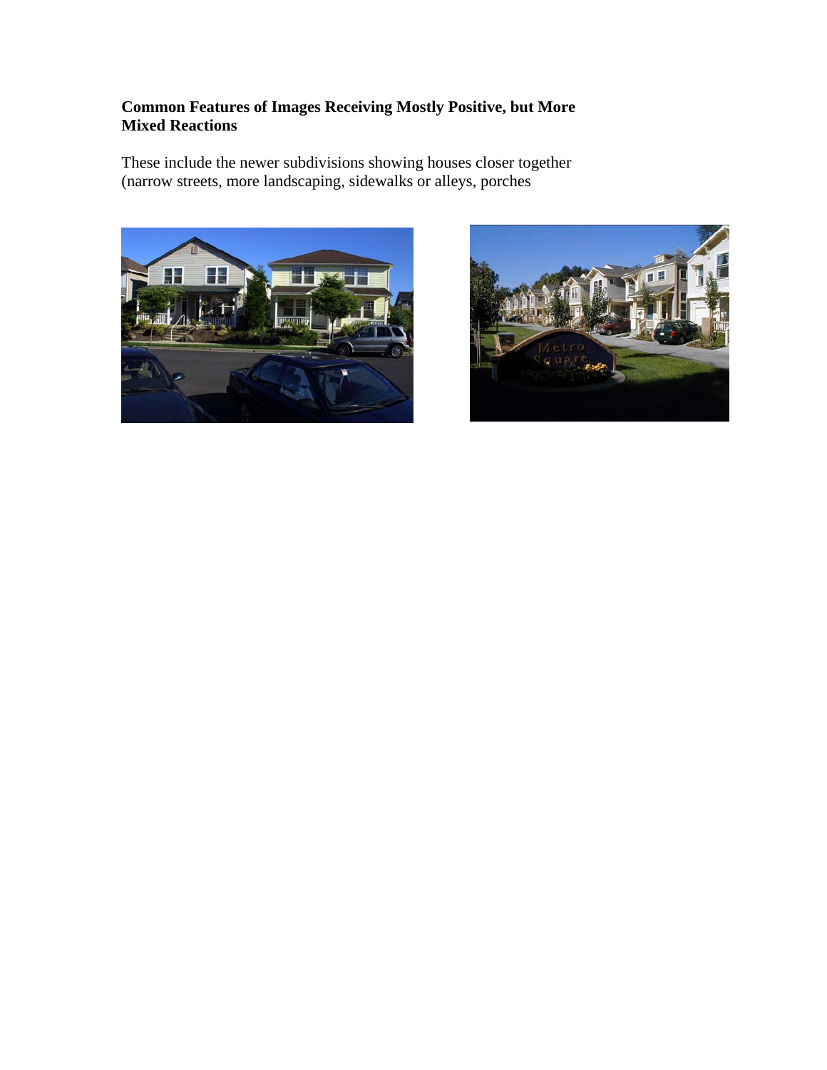**Common Features of Images Receiving Mostly Positive, but More Mixed Reactions**

These include the newer subdivisions showing houses closer together (narrow streets, more landscaping, sidewalks or alleys, porches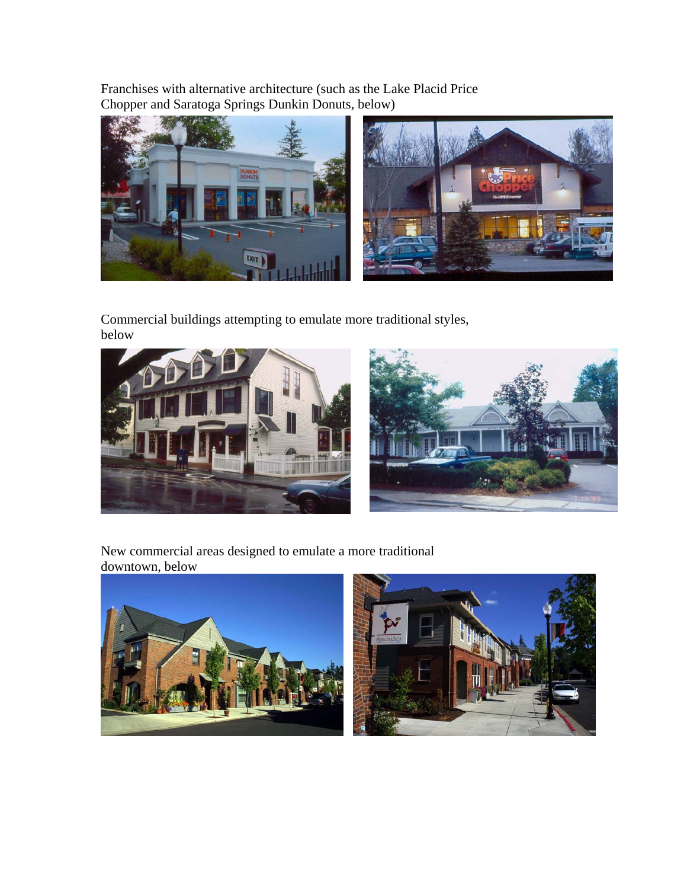Franchises with alternative architecture (such as the Lake Placid Price Chopper and Saratoga Springs Dunkin Donuts, below)

Commercial buildings attempting to emulate more traditional styles, below

New commercial areas designed to emulate a more traditional downtown, below